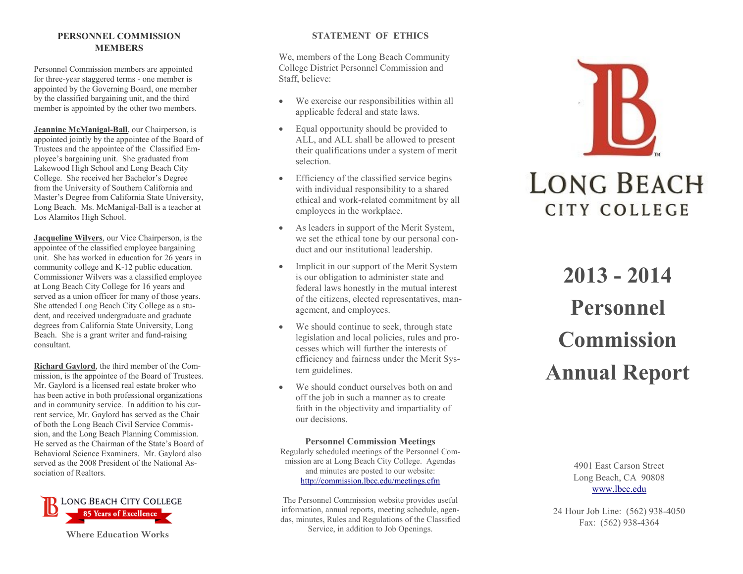## PERSONNEL COMMISSION MEMBERS

Personnel Commission members are appointed for three-year staggered terms - one member is appointed by the Governing Board, one member by the classified bargaining unit, and the third member is appointed by the other two members.

**Jeannine McManigal-Ball**, our Chairperson, is appointed jointly by the appointee of the Board of Trustees and the appointee of the Classified Employee's bargaining unit. She graduated from Lakewood High School and Long Beach City College. She received her Bachelor's Degree from the University of Southern California and Master's Degree from California State University, Long Beach. Ms. McManigal-Ball is a teacher at Los Alamitos High School.

**Jacqueline Wilvers**, our Vice Chairperson, is the appointee of the classified employee bargaining unit. She has worked in education for 26 years in community college and K-12 public education. Commissioner Wilvers was a classified employee at Long Beach City College for 16 years and served as a union officer for many of those years. She attended Long Beach City College as a student, and received undergraduate and graduate degrees from California State University, Long Beach. She is a grant writer and fund-raising consultant.

**Richard Gaylord**, the third member of the Commission, is the appointee of the Board of Trustees. Mr. Gaylord is a licensed real estate broker who has been active in both professional organizations and in community service. In addition to his current service, Mr. Gaylord has served as the Chair of both the Long Beach Civil Service Commission, and the Long Beach Planning Commission. He served as the Chairman of the State's Board of Behavioral Science Examiners. Mr. Gaylord also served as the 2008 President of the National Association of Realtors.

LONG BEACH CITY COLLEGE
85 Years of Excellence

Where Education Works

## STATEMENT OF ETHICS

We, members of the Long Beach Community College District Personnel Commission and Staff, believe:

- We exercise our responsibilities within all applicable federal and state laws.
- Equal opportunity should be provided to ALL, and ALL shall be allowed to present their qualifications under a system of merit selection.
- Efficiency of the classified service begins with individual responsibility to a shared ethical and work-related commitment by all employees in the workplace.
- As leaders in support of the Merit System, we set the ethical tone by our personal conduct and our institutional leadership.
- Implicit in our support of the Merit System is our obligation to administer state and federal laws honestly in the mutual interest of the citizens, elected representatives, management, and employees.
- We should continue to seek, through state legislation and local policies, rules and processes which will further the interests of efficiency and fairness under the Merit System guidelines.
- We should conduct ourselves both on and off the job in such a manner as to create faith in the objectivity and impartiality of our decisions.

**Personnel Commission Meetings**

Regularly scheduled meetings of the Personnel Commission are at Long Beach City College. Agendas and minutes are posted to our website: http://commission.lbcc.edu/meetings.cfm

The Personnel Commission website provides useful information, annual reports, meeting schedule, agendas, minutes, Rules and Regulations of the Classified Service, in addition to Job Openings.

LONG BEACH CITY COLLEGE

# 2013 - 2014 Personnel Commission Annual Report

4901 East Carson Street
Long Beach, CA 90808
www.lbcc.edu

24 Hour Job Line: (562) 938-4050
Fax: (562) 938-4364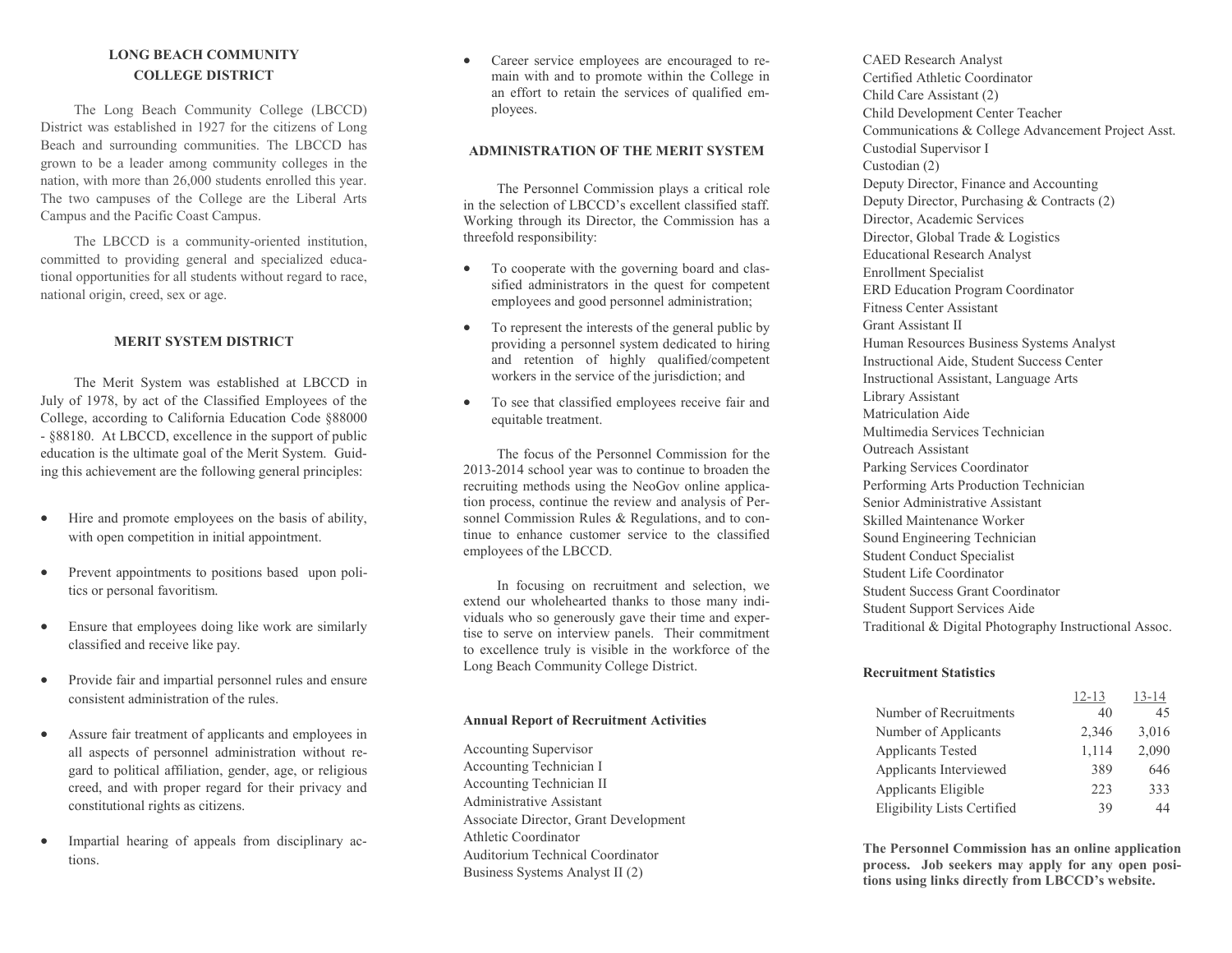## LONG BEACH COMMUNITY COLLEGE DISTRICT

The Long Beach Community College (LBCCD) District was established in 1927 for the citizens of Long Beach and surrounding communities. The LBCCD has grown to be a leader among community colleges in the nation, with more than 26,000 students enrolled this year. The two campuses of the College are the Liberal Arts Campus and the Pacific Coast Campus.

The LBCCD is a community-oriented institution, committed to providing general and specialized educational opportunities for all students without regard to race, national origin, creed, sex or age.

## MERIT SYSTEM DISTRICT

The Merit System was established at LBCCD in July of 1978, by act of the Classified Employees of the College, according to California Education Code §88000 - §88180. At LBCCD, excellence in the support of public education is the ultimate goal of the Merit System. Guiding this achievement are the following general principles:

- Hire and promote employees on the basis of ability, with open competition in initial appointment.
- Prevent appointments to positions based upon politics or personal favoritism.
- Ensure that employees doing like work are similarly classified and receive like pay.
- Provide fair and impartial personnel rules and ensure consistent administration of the rules.
- Assure fair treatment of applicants and employees in all aspects of personnel administration without regard to political affiliation, gender, age, or religious creed, and with proper regard for their privacy and constitutional rights as citizens.
- Impartial hearing of appeals from disciplinary actions.
- Career service employees are encouraged to remain with and to promote within the College in an effort to retain the services of qualified employees.

## ADMINISTRATION OF THE MERIT SYSTEM

The Personnel Commission plays a critical role in the selection of LBCCD's excellent classified staff. Working through its Director, the Commission has a threefold responsibility:

- To cooperate with the governing board and classified administrators in the quest for competent employees and good personnel administration;
- To represent the interests of the general public by providing a personnel system dedicated to hiring and retention of highly qualified/competent workers in the service of the jurisdiction; and
- To see that classified employees receive fair and equitable treatment.

The focus of the Personnel Commission for the 2013-2014 school year was to continue to broaden the recruiting methods using the NeoGov online application process, continue the review and analysis of Personnel Commission Rules & Regulations, and to continue to enhance customer service to the classified employees of the LBCCD.

In focusing on recruitment and selection, we extend our wholehearted thanks to those many individuals who so generously gave their time and expertise to serve on interview panels. Their commitment to excellence truly is visible in the workforce of the Long Beach Community College District.

### Annual Report of Recruitment Activities

Accounting Supervisor
Accounting Technician I
Accounting Technician II
Administrative Assistant
Associate Director, Grant Development
Athletic Coordinator
Auditorium Technical Coordinator
Business Systems Analyst II (2)
CAED Research Analyst
Certified Athletic Coordinator
Child Care Assistant (2)
Child Development Center Teacher
Communications & College Advancement Project Asst.
Custodial Supervisor I
Custodian (2)
Deputy Director, Finance and Accounting
Deputy Director, Purchasing & Contracts (2)
Director, Academic Services
Director, Global Trade & Logistics
Educational Research Analyst
Enrollment Specialist
ERD Education Program Coordinator
Fitness Center Assistant
Grant Assistant II
Human Resources Business Systems Analyst
Instructional Aide, Student Success Center
Instructional Assistant, Language Arts
Library Assistant
Matriculation Aide
Multimedia Services Technician
Outreach Assistant
Parking Services Coordinator
Performing Arts Production Technician
Senior Administrative Assistant
Skilled Maintenance Worker
Sound Engineering Technician
Student Conduct Specialist
Student Life Coordinator
Student Success Grant Coordinator
Student Support Services Aide
Traditional & Digital Photography Instructional Assoc.

### Recruitment Statistics

| | 12-13 | 13-14 |
|---|---|---|
| Number of Recruitments | 40 | 45 |
| Number of Applicants | 2,346 | 3,016 |
| Applicants Tested | 1,114 | 2,090 |
| Applicants Interviewed | 389 | 646 |
| Applicants Eligible | 223 | 333 |
| Eligibility Lists Certified | 39 | 44 |

**The Personnel Commission has an online application process. Job seekers may apply for any open positions using links directly from LBCCD's website.**